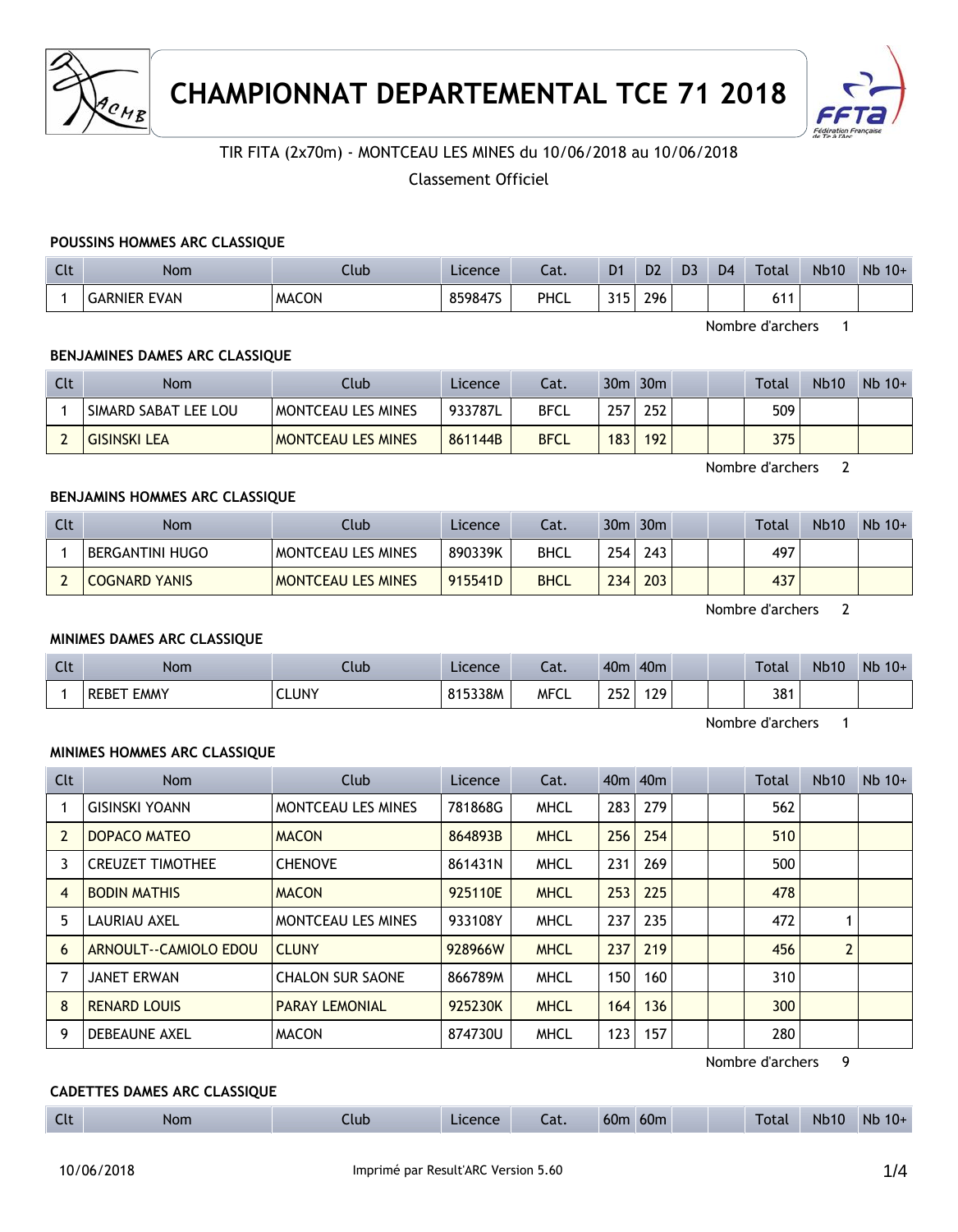# CHAMPIONNAT DEPARTEMENTAL TCE 71 2018

TIR FITA (2x70m) - MONTCEAU LES MINES du 10/06/2018 au 10/06/2018

Classement Officiel

### POUSSINS HOMMES ARC CLASSIQUE

| Clt | Nom | Club | Licence | Cat. | D1 | D2 | D3 | D4 | Total | Nb10 | Nb 10+ |
|---|---|---|---|---|---|---|---|---|---|---|---|
| 1 | GARNIER EVAN | MACON | 859847S | PHCL | 315 | 296 | | | 611 | | |

Nombre d'archers 1

### BENJAMINES DAMES ARC CLASSIQUE

| Clt | Nom | Club | Licence | Cat. | 30m | 30m | | | Total | Nb10 | Nb 10+ |
|---|---|---|---|---|---|---|---|---|---|---|---|
| 1 | SIMARD SABAT LEE LOU | MONTCEAU LES MINES | 933787L | BFCL | 257 | 252 | | | 509 | | |
| 2 | GISINSKI LEA | MONTCEAU LES MINES | 861144B | BFCL | 183 | 192 | | | 375 | | |

Nombre d'archers 2

### BENJAMINS HOMMES ARC CLASSIQUE

| Clt | Nom | Club | Licence | Cat. | 30m | 30m | | | Total | Nb10 | Nb 10+ |
|---|---|---|---|---|---|---|---|---|---|---|---|
| 1 | BERGANTINI HUGO | MONTCEAU LES MINES | 890339K | BHCL | 254 | 243 | | | 497 | | |
| 2 | COGNARD YANIS | MONTCEAU LES MINES | 915541D | BHCL | 234 | 203 | | | 437 | | |

Nombre d'archers 2

### MINIMES DAMES ARC CLASSIQUE

| Clt | Nom | Club | Licence | Cat. | 40m | 40m | | | Total | Nb10 | Nb 10+ |
|---|---|---|---|---|---|---|---|---|---|---|---|
| 1 | REBET EMMY | CLUNY | 815338M | MFCL | 252 | 129 | | | 381 | | |

Nombre d'archers 1

### MINIMES HOMMES ARC CLASSIQUE

| Clt | Nom | Club | Licence | Cat. | 40m | 40m | | | Total | Nb10 | Nb 10+ |
|---|---|---|---|---|---|---|---|---|---|---|---|
| 1 | GISINSKI YOANN | MONTCEAU LES MINES | 781868G | MHCL | 283 | 279 | | | 562 | | |
| 2 | DOPACO MATEO | MACON | 864893B | MHCL | 256 | 254 | | | 510 | | |
| 3 | CREUZET TIMOTHEE | CHENOVE | 861431N | MHCL | 231 | 269 | | | 500 | | |
| 4 | BODIN MATHIS | MACON | 925110E | MHCL | 253 | 225 | | | 478 | | |
| 5 | LAURIAU AXEL | MONTCEAU LES MINES | 933108Y | MHCL | 237 | 235 | | | 472 | 1 | |
| 6 | ARNOULT--CAMIOLO EDOU | CLUNY | 928966W | MHCL | 237 | 219 | | | 456 | 2 | |
| 7 | JANET ERWAN | CHALON SUR SAONE | 866789M | MHCL | 150 | 160 | | | 310 | | |
| 8 | RENARD LOUIS | PARAY LEMONIAL | 925230K | MHCL | 164 | 136 | | | 300 | | |
| 9 | DEBEAUNE AXEL | MACON | 874730U | MHCL | 123 | 157 | | | 280 | | |

Nombre d'archers 9

### CADETTES DAMES ARC CLASSIQUE

| Clt | Nom | Club | Licence | Cat. | 60m | 60m | | | Total | Nb10 | Nb 10+ |
|---|---|---|---|---|---|---|---|---|---|---|---|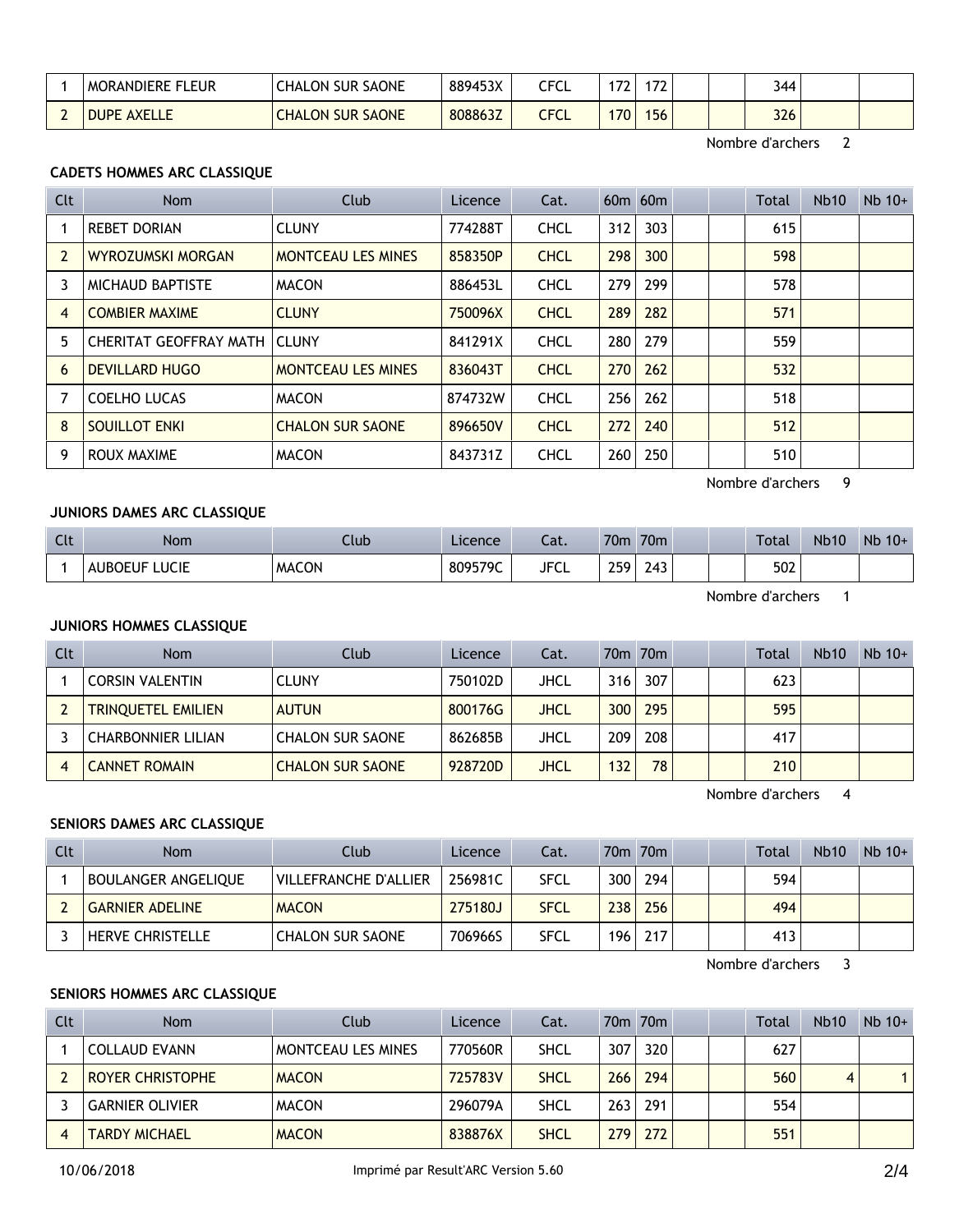| Clt | Nom | Club | Licence | Cat. | | | | | Total | Nb10 | Nb 10+ |
|---|---|---|---|---|---|---|---|---|---|---|---|
| 1 | MORANDIERE FLEUR | CHALON SUR SAONE | 889453X | CFCL | 172 | 172 | | | 344 | | |
| 2 | DUPE AXELLE | CHALON SUR SAONE | 808863Z | CFCL | 170 | 156 | | | 326 | | |

Nombre d'archers 2

**CADETS HOMMES ARC CLASSIQUE**

| Clt | Nom | Club | Licence | Cat. | 60m | 60m | | | Total | Nb10 | Nb 10+ |
|---|---|---|---|---|---|---|---|---|---|---|---|
| 1 | REBET DORIAN | CLUNY | 774288T | CHCL | 312 | 303 | | | 615 | | |
| 2 | WYROZUMSKI MORGAN | MONTCEAU LES MINES | 858350P | CHCL | 298 | 300 | | | 598 | | |
| 3 | MICHAUD BAPTISTE | MACON | 886453L | CHCL | 279 | 299 | | | 578 | | |
| 4 | COMBIER MAXIME | CLUNY | 750096X | CHCL | 289 | 282 | | | 571 | | |
| 5 | CHERITAT GEOFFRAY MATH | CLUNY | 841291X | CHCL | 280 | 279 | | | 559 | | |
| 6 | DEVILLARD HUGO | MONTCEAU LES MINES | 836043T | CHCL | 270 | 262 | | | 532 | | |
| 7 | COELHO LUCAS | MACON | 874732W | CHCL | 256 | 262 | | | 518 | | |
| 8 | SOUILLOT ENKI | CHALON SUR SAONE | 896650V | CHCL | 272 | 240 | | | 512 | | |
| 9 | ROUX MAXIME | MACON | 843731Z | CHCL | 260 | 250 | | | 510 | | |

Nombre d'archers 9

**JUNIORS DAMES ARC CLASSIQUE**

| Clt | Nom | Club | Licence | Cat. | 70m | 70m | | | Total | Nb10 | Nb 10+ |
|---|---|---|---|---|---|---|---|---|---|---|---|
| 1 | AUBOEUF LUCIE | MACON | 809579C | JFCL | 259 | 243 | | | 502 | | |

Nombre d'archers 1

**JUNIORS HOMMES CLASSIQUE**

| Clt | Nom | Club | Licence | Cat. | 70m | 70m | | | Total | Nb10 | Nb 10+ |
|---|---|---|---|---|---|---|---|---|---|---|---|
| 1 | CORSIN VALENTIN | CLUNY | 750102D | JHCL | 316 | 307 | | | 623 | | |
| 2 | TRINQUETEL EMILIEN | AUTUN | 800176G | JHCL | 300 | 295 | | | 595 | | |
| 3 | CHARBONNIER LILIAN | CHALON SUR SAONE | 862685B | JHCL | 209 | 208 | | | 417 | | |
| 4 | CANNET ROMAIN | CHALON SUR SAONE | 928720D | JHCL | 132 | 78 | | | 210 | | |

Nombre d'archers 4

**SENIORS DAMES ARC CLASSIQUE**

| Clt | Nom | Club | Licence | Cat. | 70m | 70m | | | Total | Nb10 | Nb 10+ |
|---|---|---|---|---|---|---|---|---|---|---|---|
| 1 | BOULANGER ANGELIQUE | VILLEFRANCHE D'ALLIER | 256981C | SFCL | 300 | 294 | | | 594 | | |
| 2 | GARNIER ADELINE | MACON | 275180J | SFCL | 238 | 256 | | | 494 | | |
| 3 | HERVE CHRISTELLE | CHALON SUR SAONE | 706966S | SFCL | 196 | 217 | | | 413 | | |

Nombre d'archers 3

**SENIORS HOMMES ARC CLASSIQUE**

| Clt | Nom | Club | Licence | Cat. | 70m | 70m | | | Total | Nb10 | Nb 10+ |
|---|---|---|---|---|---|---|---|---|---|---|---|
| 1 | COLLAUD EVANN | MONTCEAU LES MINES | 770560R | SHCL | 307 | 320 | | | 627 | | |
| 2 | ROYER CHRISTOPHE | MACON | 725783V | SHCL | 266 | 294 | | | 560 | 4 | 1 |
| 3 | GARNIER OLIVIER | MACON | 296079A | SHCL | 263 | 291 | | | 554 | | |
| 4 | TARDY MICHAEL | MACON | 838876X | SHCL | 279 | 272 | | | 551 | | |

10/06/2018 Imprimé par Result'ARC Version 5.60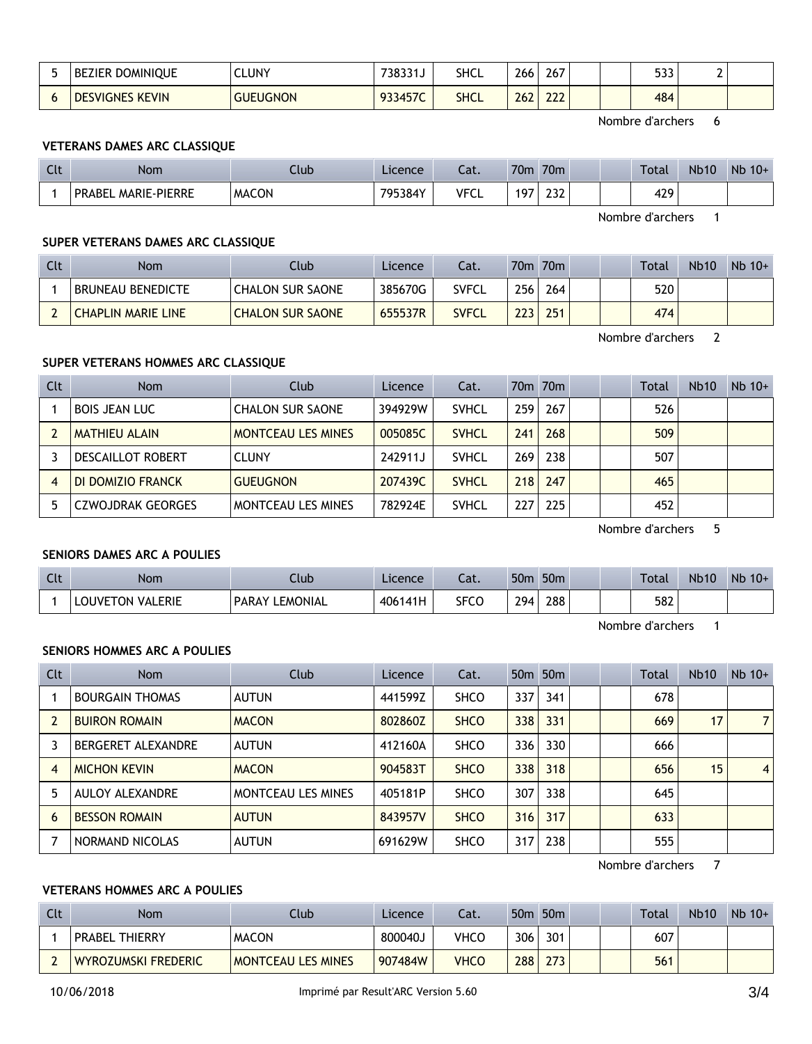| Clt | Nom | Club | Licence | Cat. | 70m | 70m | | | Total | Nb10 | Nb 10+ |
|---|---|---|---|---|---|---|---|---|---|---|---|
| 5 | BEZIER DOMINIQUE | CLUNY | 738331J | SHCL | 266 | 267 | | | 533 | 2 | |
| 6 | DESVIGNES KEVIN | GUEUGNON | 933457C | SHCL | 262 | 222 | | | 484 | | |

Nombre d'archers 6

### VETERANS DAMES ARC CLASSIQUE

| Clt | Nom | Club | Licence | Cat. | 70m | 70m | | | Total | Nb10 | Nb 10+ |
|---|---|---|---|---|---|---|---|---|---|---|---|
| 1 | PRABEL MARIE-PIERRE | MACON | 795384Y | VFCL | 197 | 232 | | | 429 | | |

Nombre d'archers 1

### SUPER VETERANS DAMES ARC CLASSIQUE

| Clt | Nom | Club | Licence | Cat. | 70m | 70m | | | Total | Nb10 | Nb 10+ |
|---|---|---|---|---|---|---|---|---|---|---|---|
| 1 | BRUNEAU BENEDICTE | CHALON SUR SAONE | 385670G | SVFCL | 256 | 264 | | | 520 | | |
| 2 | CHAPLIN MARIE LINE | CHALON SUR SAONE | 655537R | SVFCL | 223 | 251 | | | 474 | | |

Nombre d'archers 2

### SUPER VETERANS HOMMES ARC CLASSIQUE

| Clt | Nom | Club | Licence | Cat. | 70m | 70m | | | Total | Nb10 | Nb 10+ |
|---|---|---|---|---|---|---|---|---|---|---|---|
| 1 | BOIS JEAN LUC | CHALON SUR SAONE | 394929W | SVHCL | 259 | 267 | | | 526 | | |
| 2 | MATHIEU ALAIN | MONTCEAU LES MINES | 005085C | SVHCL | 241 | 268 | | | 509 | | |
| 3 | DESCAILLOT ROBERT | CLUNY | 242911J | SVHCL | 269 | 238 | | | 507 | | |
| 4 | DI DOMIZIO FRANCK | GUEUGNON | 207439C | SVHCL | 218 | 247 | | | 465 | | |
| 5 | CZWOJDRAK GEORGES | MONTCEAU LES MINES | 782924E | SVHCL | 227 | 225 | | | 452 | | |

Nombre d'archers 5

### SENIORS DAMES ARC A POULIES

| Clt | Nom | Club | Licence | Cat. | 50m | 50m | | | Total | Nb10 | Nb 10+ |
|---|---|---|---|---|---|---|---|---|---|---|---|
| 1 | LOUVETON VALERIE | PARAY LEMONIAL | 406141H | SFCO | 294 | 288 | | | 582 | | |

Nombre d'archers 1

### SENIORS HOMMES ARC A POULIES

| Clt | Nom | Club | Licence | Cat. | 50m | 50m | | | Total | Nb10 | Nb 10+ |
|---|---|---|---|---|---|---|---|---|---|---|---|
| 1 | BOURGAIN THOMAS | AUTUN | 441599Z | SHCO | 337 | 341 | | | 678 | | |
| 2 | BUIRON ROMAIN | MACON | 802860Z | SHCO | 338 | 331 | | | 669 | 17 | 7 |
| 3 | BERGERET ALEXANDRE | AUTUN | 412160A | SHCO | 336 | 330 | | | 666 | | |
| 4 | MICHON KEVIN | MACON | 904583T | SHCO | 338 | 318 | | | 656 | 15 | 4 |
| 5 | AULOY ALEXANDRE | MONTCEAU LES MINES | 405181P | SHCO | 307 | 338 | | | 645 | | |
| 6 | BESSON ROMAIN | AUTUN | 843957V | SHCO | 316 | 317 | | | 633 | | |
| 7 | NORMAND NICOLAS | AUTUN | 691629W | SHCO | 317 | 238 | | | 555 | | |

Nombre d'archers 7

### VETERANS HOMMES ARC A POULIES

| Clt | Nom | Club | Licence | Cat. | 50m | 50m | | | Total | Nb10 | Nb 10+ |
|---|---|---|---|---|---|---|---|---|---|---|---|
| 1 | PRABEL THIERRY | MACON | 800040J | VHCO | 306 | 301 | | | 607 | | |
| 2 | WYROZUMSKI FREDERIC | MONTCEAU LES MINES | 907484W | VHCO | 288 | 273 | | | 561 | | |

10/06/2018 Imprimé par Result'ARC Version 5.60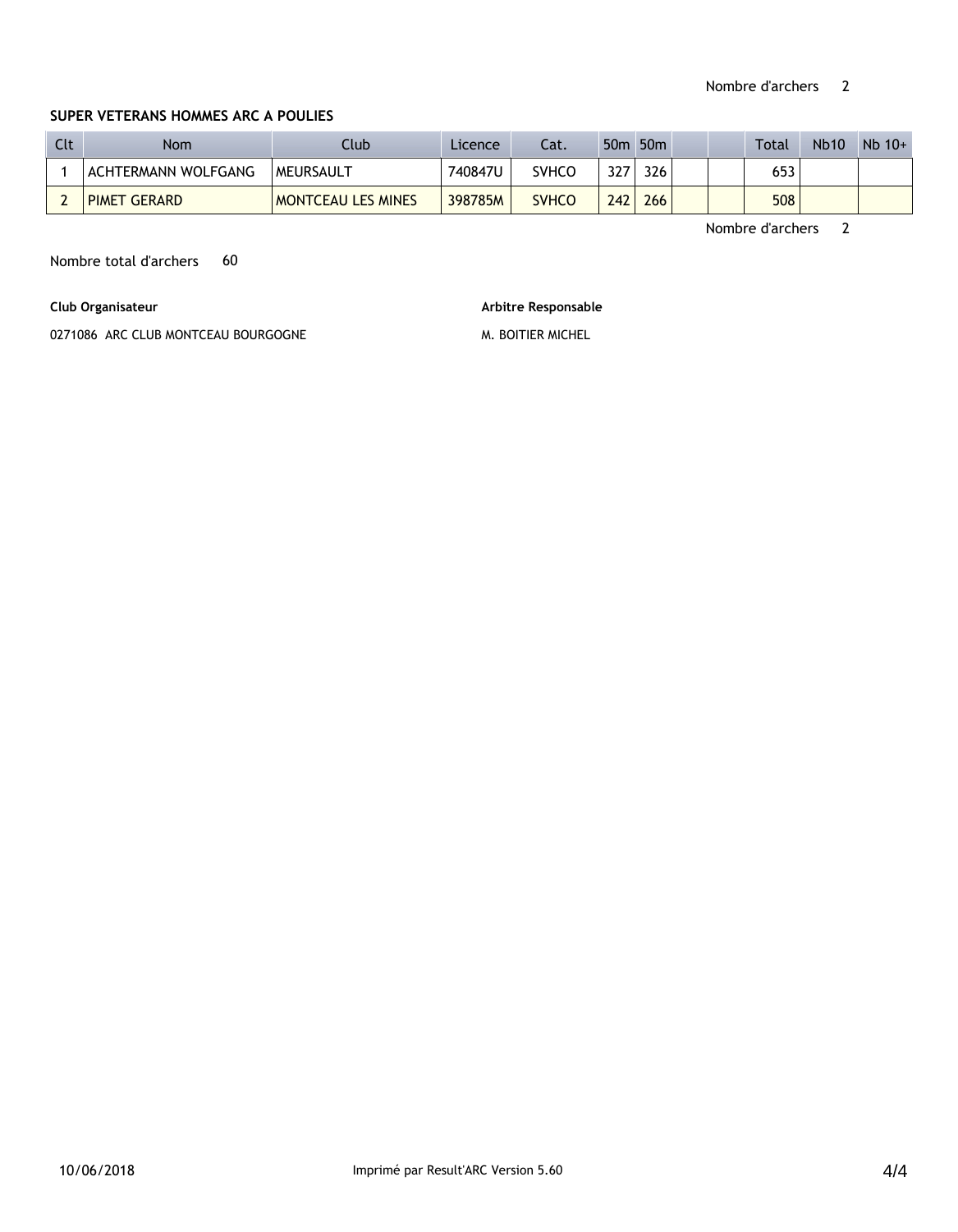Nombre d'archers 2

**SUPER VETERANS HOMMES ARC A POULIES**

| Clt | Nom | Club | Licence | Cat. | 50m | 50m | | | Total | Nb10 | Nb 10+ |
|---|---|---|---|---|---|---|---|---|---|---|---|
| 1 | ACHTERMANN WOLFGANG | MEURSAULT | 740847U | SVHCO | 327 | 326 | | | 653 | | |
| 2 | PIMET GERARD | MONTCEAU LES MINES | 398785M | SVHCO | 242 | 266 | | | 508 | | |

Nombre d'archers 2

Nombre total d'archers 60

**Club Organisateur**

0271086 ARC CLUB MONTCEAU BOURGOGNE

**Arbitre Responsable**

M. BOITIER MICHEL

10/06/2018 Imprimé par Result'ARC Version 5.60